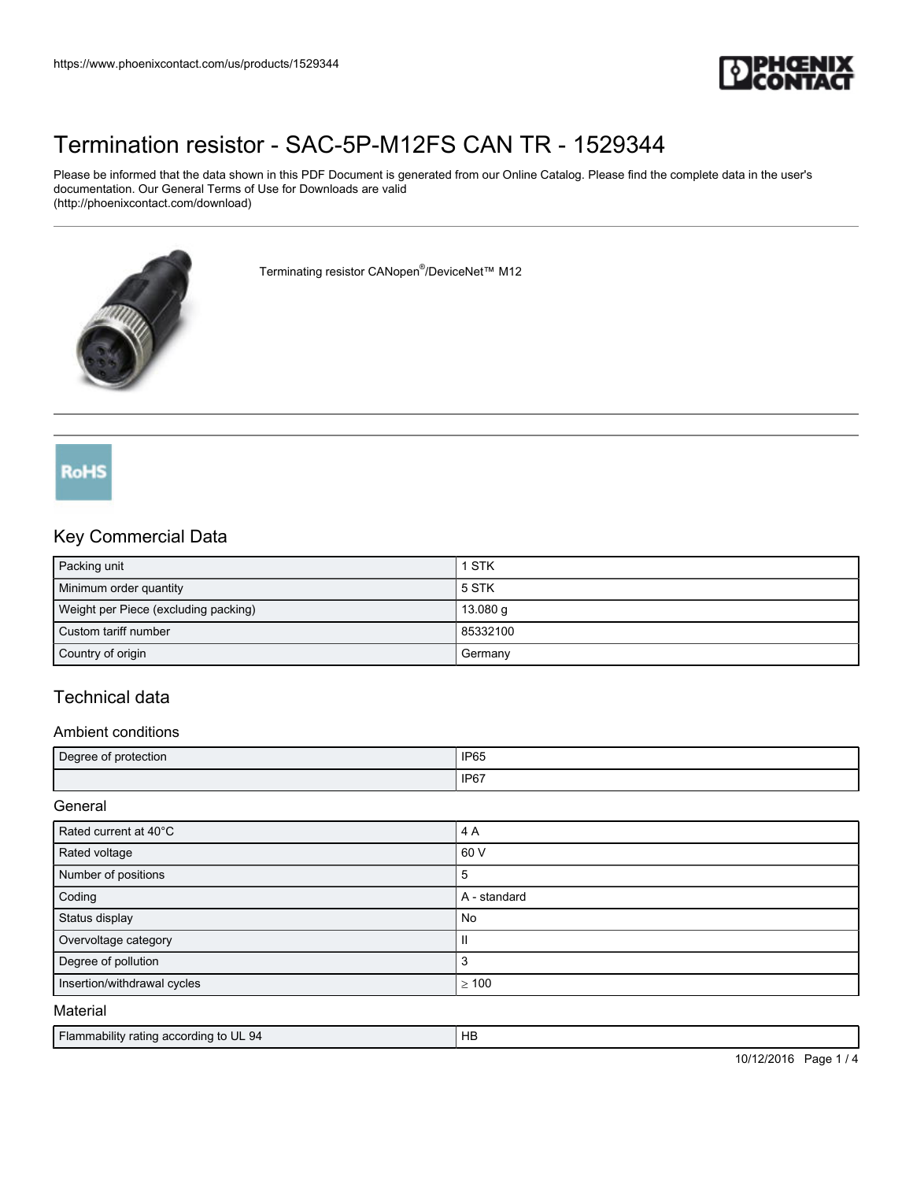# Termination resistor - SAC-5P-M12FS CAN TR - 1529344

Please be informed that the data shown in this PDF Document is generated from our Online Catalog. Please find the complete data in the user's documentation. Our General Terms of Use for Downloads are valid (http://phoenixcontact.com/download)

Terminating resistor CANopen®/DeviceNet™ M12

RoHS

## Key Commercial Data

| | |
|---|---|
| Packing unit | 1 STK |
| Minimum order quantity | 5 STK |
| Weight per Piece (excluding packing) | 13.080 g |
| Custom tariff number | 85332100 |
| Country of origin | Germany |

## Technical data

### Ambient conditions

| | |
|---|---|
| Degree of protection | IP65 |
| | IP67 |

### General

| | |
|---|---|
| Rated current at 40°C | 4 A |
| Rated voltage | 60 V |
| Number of positions | 5 |
| Coding | A - standard |
| Status display | No |
| Overvoltage category | II |
| Degree of pollution | 3 |
| Insertion/withdrawal cycles | ≥ 100 |

### Material

| | |
|---|---|
| Flammability rating according to UL 94 | HB |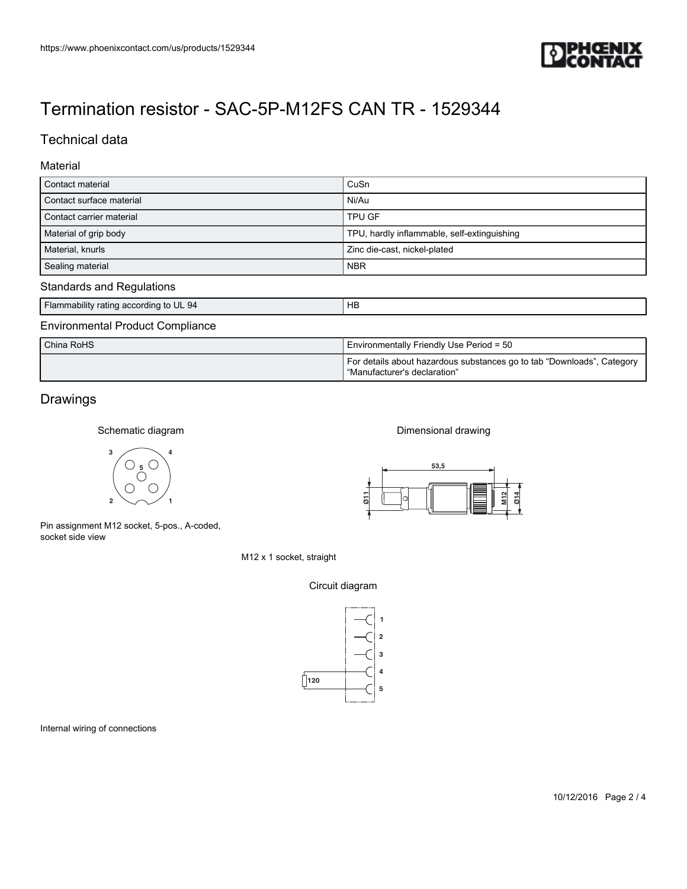# Termination resistor - SAC-5P-M12FS CAN TR - 1529344

## Technical data

### Material

| | |
|---|---|
| Contact material | CuSn |
| Contact surface material | Ni/Au |
| Contact carrier material | TPU GF |
| Material of grip body | TPU, hardly inflammable, self-extinguishing |
| Material, knurls | Zinc die-cast, nickel-plated |
| Sealing material | NBR |

### Standards and Regulations

| | |
|---|---|
| Flammability rating according to UL 94 | HB |

### Environmental Product Compliance

| | |
|---|---|
| China RoHS | Environmentally Friendly Use Period = 50 |
| | For details about hazardous substances go to tab “Downloads”, Category “Manufacturer's declaration” |

## Drawings

Schematic diagram

3 4 5 2 1

Pin assignment M12 socket, 5-pos., A-coded, socket side view

Dimensional drawing

53,5

Ø11

M12

Ø14

M12 x 1 socket, straight

Circuit diagram

1 2 3 4 5

120

Internal wiring of connections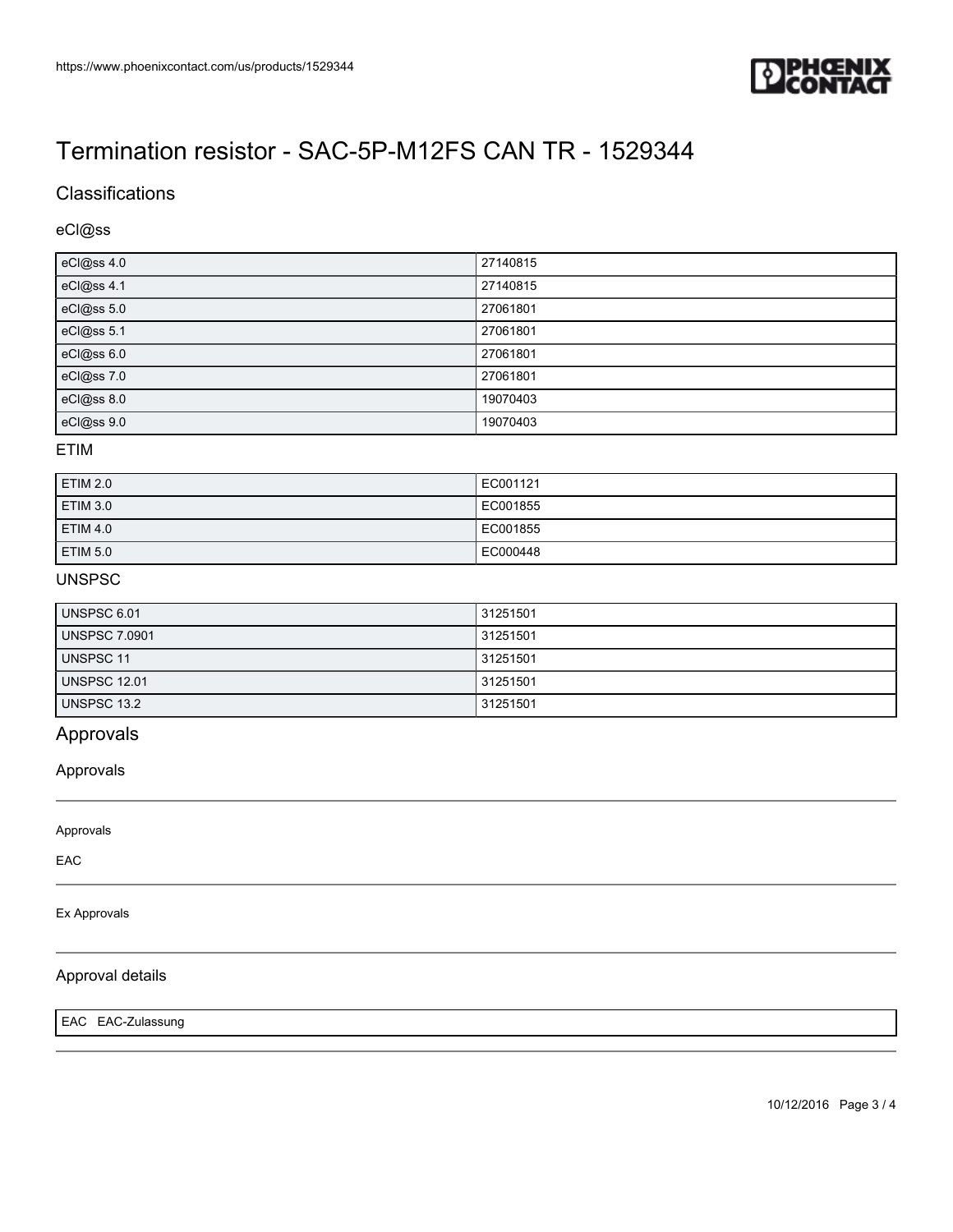# Termination resistor - SAC-5P-M12FS CAN TR - 1529344

## Classifications

### eCl@ss

| | |
|---|---|
| eCl@ss 4.0 | 27140815 |
| eCl@ss 4.1 | 27140815 |
| eCl@ss 5.0 | 27061801 |
| eCl@ss 5.1 | 27061801 |
| eCl@ss 6.0 | 27061801 |
| eCl@ss 7.0 | 27061801 |
| eCl@ss 8.0 | 19070403 |
| eCl@ss 9.0 | 19070403 |

### ETIM

| | |
|---|---|
| ETIM 2.0 | EC001121 |
| ETIM 3.0 | EC001855 |
| ETIM 4.0 | EC001855 |
| ETIM 5.0 | EC000448 |

### UNSPSC

| | |
|---|---|
| UNSPSC 6.01 | 31251501 |
| UNSPSC 7.0901 | 31251501 |
| UNSPSC 11 | 31251501 |
| UNSPSC 12.01 | 31251501 |
| UNSPSC 13.2 | 31251501 |

## Approvals

### Approvals

Approvals

EAC

Ex Approvals

### Approval details

| | |
|---|---|
| EAC | EAC-Zulassung |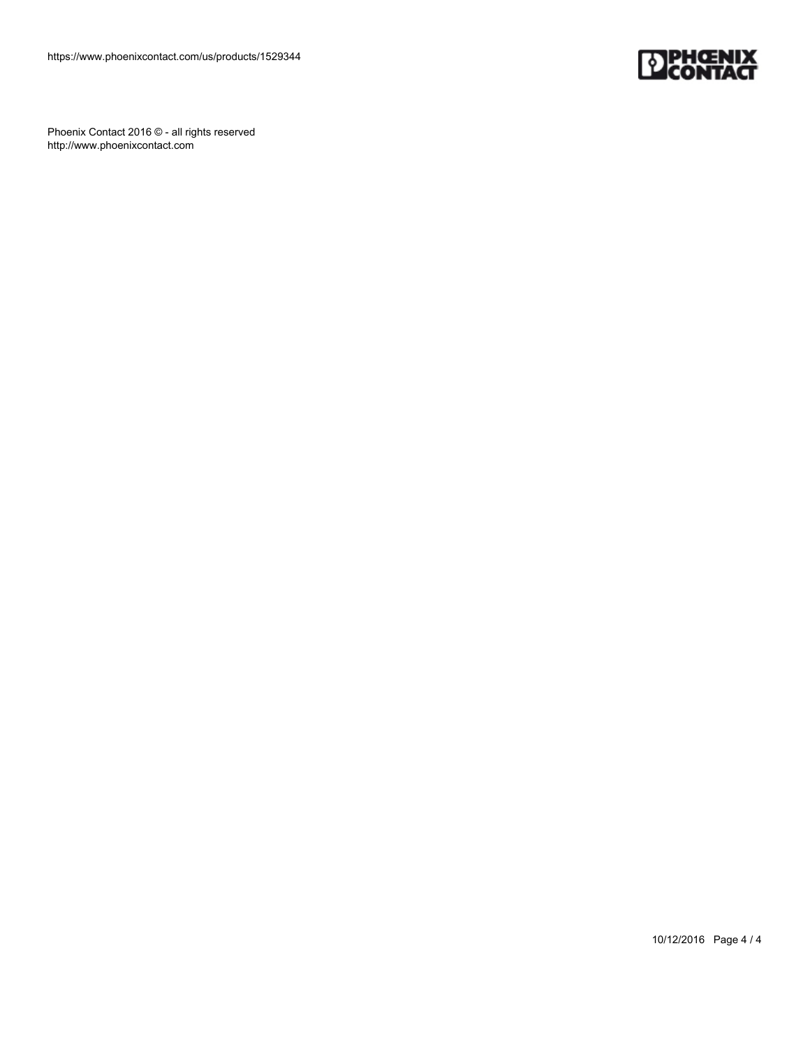Phoenix Contact 2016 © - all rights reserved
http://www.phoenixcontact.com